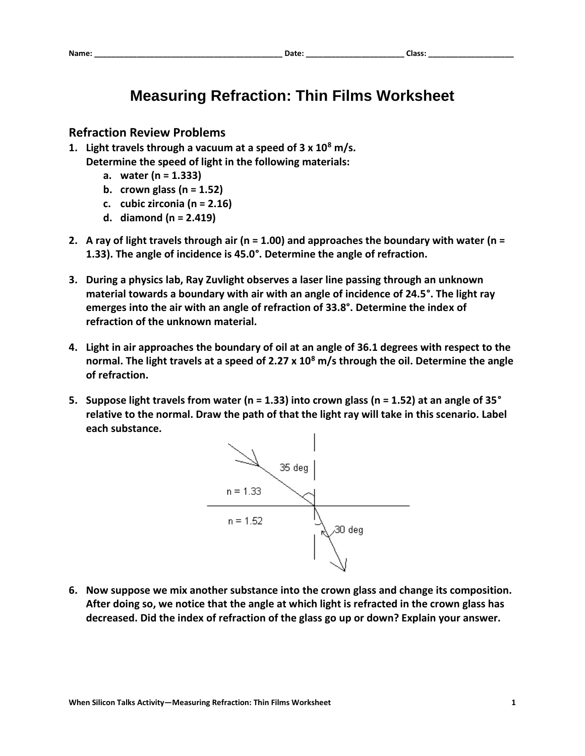Name: ___________________________________________ Date: ______________________ Class: ___________________

# Measuring Refraction: Thin Films Worksheet

## Refraction Review Problems

1. **Light travels through a vacuum at a speed of $3 \times 10^8$ m/s. Determine the speed of light in the following materials:**
   a. **water (n = 1.333)**
   b. **crown glass (n = 1.52)**
   c. **cubic zirconia (n = 2.16)**
   d. **diamond (n = 2.419)**

2. **A ray of light travels through air (n = 1.00) and approaches the boundary with water (n = 1.33). The angle of incidence is 45.0°. Determine the angle of refraction.**

3. **During a physics lab, Ray Zuvlight observes a laser line passing through an unknown material towards a boundary with air with an angle of incidence of 24.5°. The light ray emerges into the air with an angle of refraction of 33.8°. Determine the index of refraction of the unknown material.**

4. **Light in air approaches the boundary of oil at an angle of 36.1 degrees with respect to the normal. The light travels at a speed of $2.27 \times 10^8$ m/s through the oil. Determine the angle of refraction.**

5. **Suppose light travels from water (n = 1.33) into crown glass (n = 1.52) at an angle of 35° relative to the normal. Draw the path of that the light ray will take in this scenario. Label each substance.**

   35 deg

   n = 1.33

   n = 1.52

   30 deg

6. **Now suppose we mix another substance into the crown glass and change its composition. After doing so, we notice that the angle at which light is refracted in the crown glass has decreased. Did the index of refraction of the glass go up or down? Explain your answer.**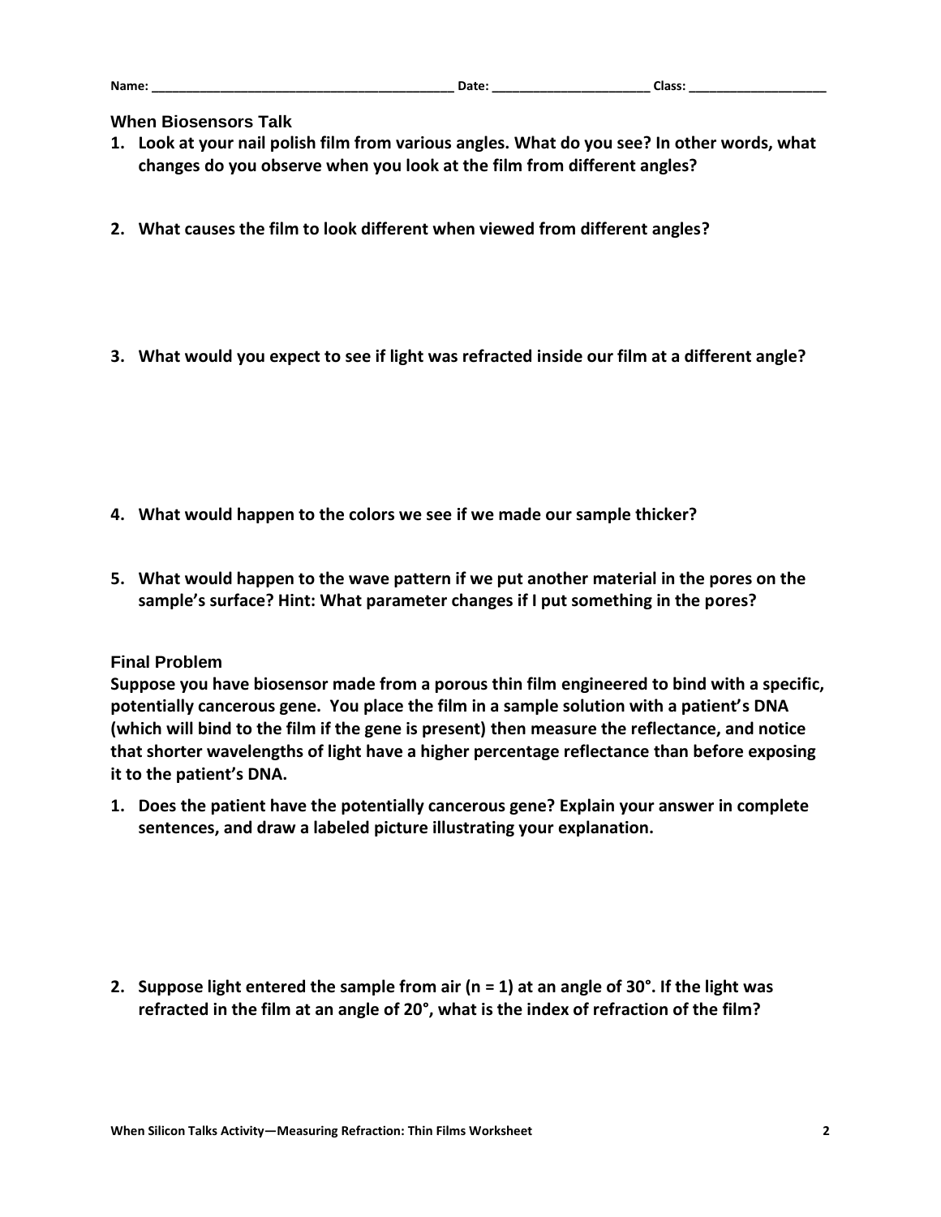Name: ________________________________________ Date: _____________________ Class: __________________

## When Biosensors Talk

1. **Look at your nail polish film from various angles. What do you see? In other words, what changes do you observe when you look at the film from different angles?**

2. **What causes the film to look different when viewed from different angles?**

3. **What would you expect to see if light was refracted inside our film at a different angle?**

4. **What would happen to the colors we see if we made our sample thicker?**

5. **What would happen to the wave pattern if we put another material in the pores on the sample's surface? Hint: What parameter changes if I put something in the pores?**

## Final Problem

**Suppose you have biosensor made from a porous thin film engineered to bind with a specific, potentially cancerous gene. You place the film in a sample solution with a patient's DNA (which will bind to the film if the gene is present) then measure the reflectance, and notice that shorter wavelengths of light have a higher percentage reflectance than before exposing it to the patient's DNA.**

1. **Does the patient have the potentially cancerous gene? Explain your answer in complete sentences, and draw a labeled picture illustrating your explanation.**

2. **Suppose light entered the sample from air ($n = 1$) at an angle of 30°. If the light was refracted in the film at an angle of 20°, what is the index of refraction of the film?**